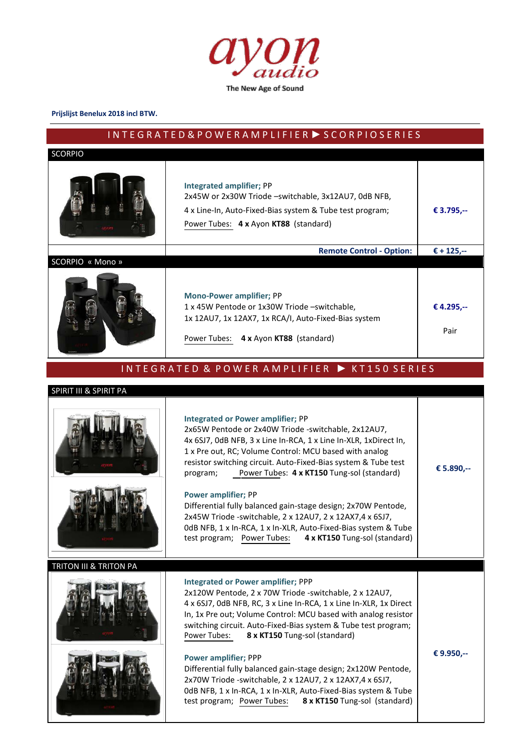# ayon audio

The New Age of Sound

**Prijslijst Benelux 2018 incl BTW.**

## INTEGRATED & POWER AMPLIFIER ► SCORPIO SERIES

### SCORPIO

| | | |
|---|---|---|
| | **Integrated amplifier;** PP<br>2x45W or 2x30W Triode –switchable, 3x12AU7, 0dB NFB,<br>4 x Line-In, Auto-Fixed-Bias system & Tube test program;<br>Power Tubes: **4 x** Ayon **KT88** (standard) | **€ 3.795,--** |
| | **Remote Control - Option:** | **€ + 125,--** |

### SCORPIO « Mono »

| | | |
|---|---|---|
| | **Mono-Power amplifier;** PP<br>1 x 45W Pentode or 1x30W Triode –switchable,<br>1x 12AU7, 1x 12AX7, 1x RCA/I, Auto-Fixed-Bias system<br>Power Tubes: **4 x** Ayon **KT88** (standard) | **€ 4.295,--**<br>Pair |

## INTEGRATED & POWER AMPLIFIER ► KT150 SERIES

### SPIRIT III & SPIRIT PA

| | | |
|---|---|---|
| | **Integrated or Power amplifier;** PP<br>2x65W Pentode or 2x40W Triode -switchable, 2x12AU7, 4x 6SJ7, 0dB NFB, 3 x Line In-RCA, 1 x Line In-XLR, 1xDirect In, 1 x Pre out, RC; Volume Control: MCU based with analog resistor switching circuit. Auto-Fixed-Bias system & Tube test program; Power Tubes: **4 x KT150** Tung-sol (standard)<br><br>**Power amplifier;** PP<br>Differential fully balanced gain-stage design; 2x70W Pentode, 2x45W Triode -switchable, 2 x 12AU7, 2 x 12AX7,4 x 6SJ7, 0dB NFB, 1 x In-RCA, 1 x In-XLR, Auto-Fixed-Bias system & Tube test program; Power Tubes: **4 x KT150** Tung-sol (standard) | **€ 5.890,--** |

### TRITON III & TRITON PA

| | | |
|---|---|---|
| | **Integrated or Power amplifier;** PPP<br>2x120W Pentode, 2 x 70W Triode -switchable, 2 x 12AU7, 4 x 6SJ7, 0dB NFB, RC, 3 x Line In-RCA, 1 x Line In-XLR, 1x Direct In, 1x Pre out; Volume Control: MCU based with analog resistor switching circuit. Auto-Fixed-Bias system & Tube test program; Power Tubes: **8 x KT150** Tung-sol (standard)<br><br>**Power amplifier;** PPP<br>Differential fully balanced gain-stage design; 2x120W Pentode, 2x70W Triode -switchable, 2 x 12AU7, 2 x 12AX7,4 x 6SJ7, 0dB NFB, 1 x In-RCA, 1 x In-XLR, Auto-Fixed-Bias system & Tube test program; Power Tubes: **8 x KT150** Tung-sol (standard) | **€ 9.950,--** |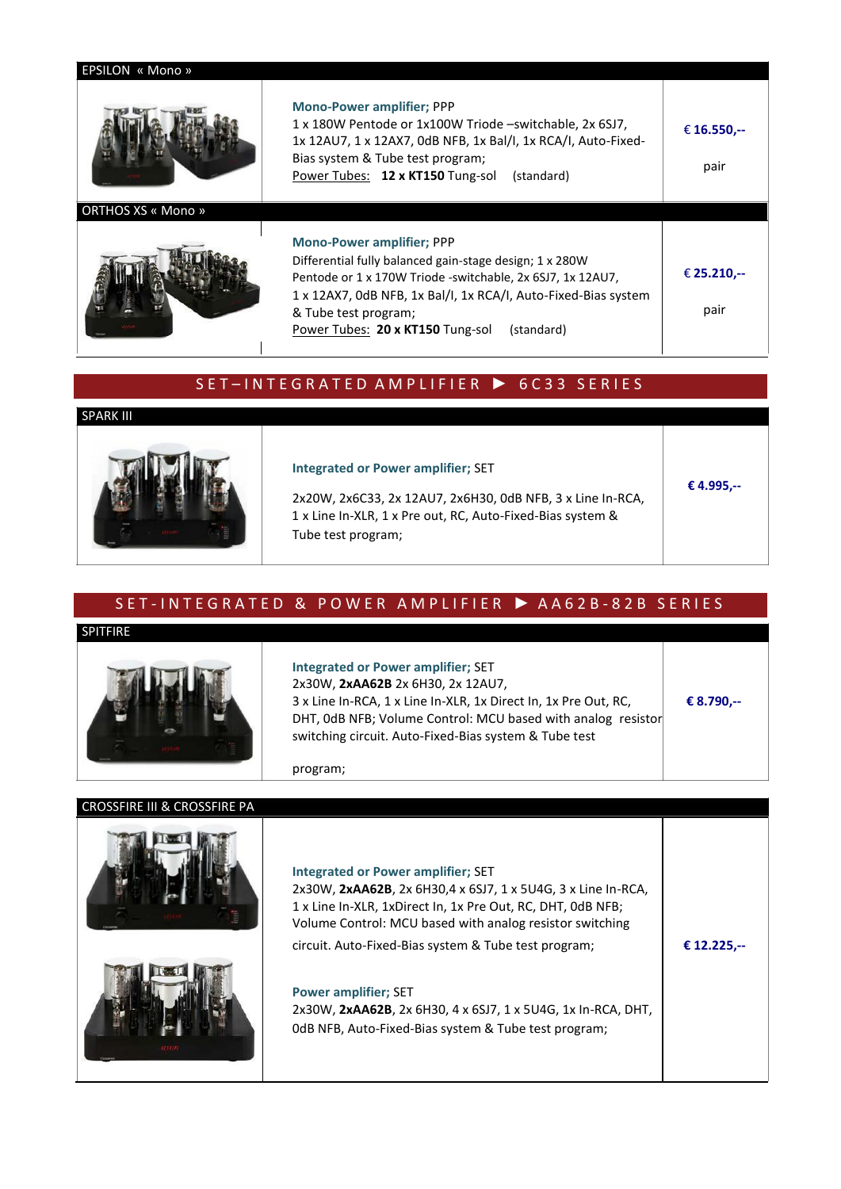### EPSILON « Mono »

| | Description | Price |
|---|---|---|
| | **Mono-Power amplifier;** PPP<br>1 x 180W Pentode or 1x100W Triode –switchable, 2x 6SJ7, 1x 12AU7, 1 x 12AX7, 0dB NFB, 1x Bal/I, 1x RCA/I, Auto-Fixed-Bias system & Tube test program;<br>Power Tubes: **12 x KT150** Tung-sol (standard) | **€ 16.550,--**<br>pair |

### ORTHOS XS « Mono »

| | Description | Price |
|---|---|---|
| | **Mono-Power amplifier;** PPP<br>Differential fully balanced gain-stage design; 1 x 280W Pentode or 1 x 170W Triode -switchable, 2x 6SJ7, 1x 12AU7, 1 x 12AX7, 0dB NFB, 1x Bal/I, 1x RCA/I, Auto-Fixed-Bias system & Tube test program;<br>Power Tubes: **20 x KT150** Tung-sol (standard) | **€ 25.210,--**<br>pair |

## SET–INTEGRATED AMPLIFIER ► 6C33 SERIES

### SPARK III

| | Description | Price |
|---|---|---|
| | **Integrated or Power amplifier;** SET<br>2x20W, 2x6C33, 2x 12AU7, 2x6H30, 0dB NFB, 3 x Line In-RCA, 1 x Line In-XLR, 1 x Pre out, RC, Auto-Fixed-Bias system & Tube test program; | **€ 4.995,--** |

## SET-INTEGRATED & POWER AMPLIFIER ► AA62B-82B SERIES

### SPITFIRE

| | Description | Price |
|---|---|---|
| | **Integrated or Power amplifier;** SET<br>2x30W, **2xAA62B** 2x 6H30, 2x 12AU7,<br>3 x Line In-RCA, 1 x Line In-XLR, 1x Direct In, 1x Pre Out, RC, DHT, 0dB NFB; Volume Control: MCU based with analog resistor switching circuit. Auto-Fixed-Bias system & Tube test program; | **€ 8.790,--** |

### CROSSFIRE III & CROSSFIRE PA

| | Description | Price |
|---|---|---|
| | **Integrated or Power amplifier;** SET<br>2x30W, **2xAA62B**, 2x 6H30,4 x 6SJ7, 1 x 5U4G, 3 x Line In-RCA, 1 x Line In-XLR, 1xDirect In, 1x Pre Out, RC, DHT, 0dB NFB; Volume Control: MCU based with analog resistor switching circuit. Auto-Fixed-Bias system & Tube test program;<br><br>**Power amplifier;** SET<br>2x30W, **2xAA62B**, 2x 6H30, 4 x 6SJ7, 1 x 5U4G, 1x In-RCA, DHT, 0dB NFB, Auto-Fixed-Bias system & Tube test program; | **€ 12.225,--** |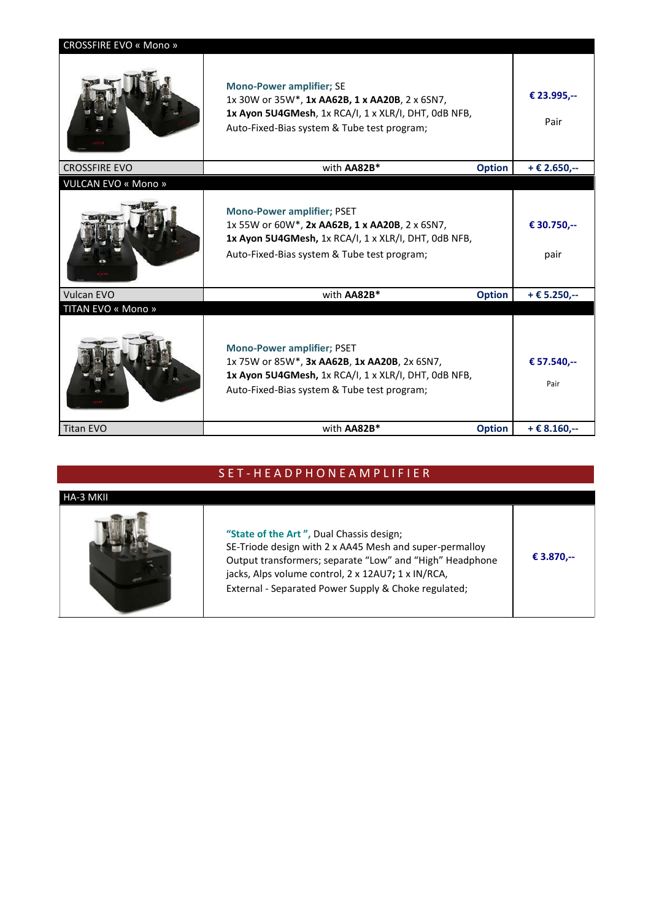## CROSSFIRE EVO « Mono »

| | | |
|---|---|---|
| | **Mono-Power amplifier;** SE<br>1x 30W or 35W*, **1x AA62B, 1 x AA20B**, 2 x 6SN7,<br>**1x Ayon 5U4GMesh**, 1x RCA/I, 1 x XLR/I, DHT, 0dB NFB,<br>Auto-Fixed-Bias system & Tube test program; | **€ 23.995,--**<br><br>Pair |
| CROSSFIRE EVO | with **AA82B*** **Option** | **+ € 2.650,--** |

## VULCAN EVO « Mono »

| | | |
|---|---|---|
| | **Mono-Power amplifier;** PSET<br>1x 55W or 60W*, **2x AA62B, 1 x AA20B**, 2 x 6SN7,<br>**1x Ayon 5U4GMesh,** 1x RCA/I, 1 x XLR/I, DHT, 0dB NFB,<br>Auto-Fixed-Bias system & Tube test program; | **€ 30.750,--**<br><br>pair |
| Vulcan EVO | with **AA82B*** **Option** | **+ € 5.250,--** |

## TITAN EVO « Mono »

| | | |
|---|---|---|
| | **Mono-Power amplifier;** PSET<br>1x 75W or 85W*, **3x AA62B**, **1x AA20B**, 2x 6SN7,<br>**1x Ayon 5U4GMesh,** 1x RCA/I, 1 x XLR/I, DHT, 0dB NFB,<br>Auto-Fixed-Bias system & Tube test program; | **€ 57.540,--**<br><br>Pair |
| Titan EVO | with **AA82B*** **Option** | **+ € 8.160,--** |

# S E T - H E A D P H O N E A M P L I F I E R

## HA-3 MKII

| | | |
|---|---|---|
| | **"State of the Art ",** Dual Chassis design;<br>SE-Triode design with 2 x AA45 Mesh and super-permalloy Output transformers; separate "Low" and "High" Headphone jacks, Alps volume control, 2 x 12AU7**;** 1 x IN/RCA,<br>External - Separated Power Supply & Choke regulated; | **€ 3.870,--** |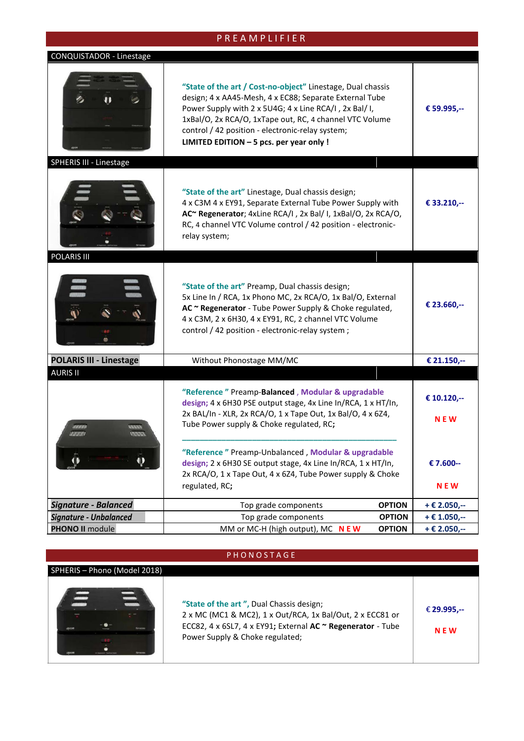## PREAMPLIFIER

### CONQUISTADOR - Linestage

| | Description | Price |
|---|---|---|
| | **"State of the art / Cost-no-object"** Linestage, Dual chassis design; 4 x AA45-Mesh, 4 x EC88; Separate External Tube Power Supply with 2 x 5U4G; 4 x Line RCA/I , 2x Bal/ I, 1xBal/O, 2x RCA/O, 1xTape out, RC, 4 channel VTC Volume control / 42 position - electronic-relay system; **LIMITED EDITION – 5 pcs. per year only !** | **€ 59.995,--** |

### SPHERIS III - Linestage

| | Description | Price |
|---|---|---|
| | **"State of the art"** Linestage, Dual chassis design; 4 x C3M 4 x EY91, Separate External Tube Power Supply with **AC~ Regenerator**; 4xLine RCA/I , 2x Bal/ I, 1xBal/O, 2x RCA/O, RC, 4 channel VTC Volume control / 42 position - electronic-relay system; | **€ 33.210,--** |

### POLARIS III

| | Description | Price |
|---|---|---|
| | **"State of the art"** Preamp, Dual chassis design; 5x Line In / RCA, 1x Phono MC, 2x RCA/O, 1x Bal/O, External **AC ~ Regenerator** - Tube Power Supply & Choke regulated, 4 x C3M, 2 x 6H30, 4 x EY91, RC, 2 channel VTC Volume control / 42 position - electronic-relay system ; | **€ 23.660,--** |
| **POLARIS III - Linestage** | Without Phonostage MM/MC | **€ 21.150,--** |

### AURIS II

| | Description | | Price |
|---|---|---|---|
| | **"Reference "** Preamp-**Balanced** , **Modular & upgradable design;** 4 x 6H30 PSE output stage, 4x Line In/RCA, 1 x HT/In, 2x BAL/In - XLR, 2x RCA/O, 1 x Tape Out, 1x Bal/O, 4 x 6Z4, Tube Power supply & Choke regulated, RC**;** | | **€ 10.120,--** **N E W** |
| | **"Reference "** Preamp-Unbalanced , **Modular & upgradable design;** 2 x 6H30 SE output stage, 4x Line In/RCA, 1 x HT/In, 2x RCA/O, 1 x Tape Out, 4 x 6Z4, Tube Power supply & Choke regulated, RC**;** | | **€ 7.600--** **N E W** |
| ***Signature - Balanced*** | Top grade components | **OPTION** | **+ € 2.050,--** |
| ***Signature - Unbalanced*** | Top grade components | **OPTION** | **+ € 1.050,--** |
| **PHONO II** module | MM or MC-H (high output), MC **N E W** | **OPTION** | **+ € 2.050,--** |

## PHONOSTAGE

### SPHERIS – Phono (Model 2018)

| | Description | Price |
|---|---|---|
| | **"State of the art ",** Dual Chassis design; 2 x MC (MC1 & MC2), 1 x Out/RCA, 1x Bal/Out, 2 x ECC81 or ECC82, 4 x 6SL7, 4 x EY91; External **AC ~ Regenerator** - Tube Power Supply & Choke regulated; | **€ 29.995,--** **N E W** |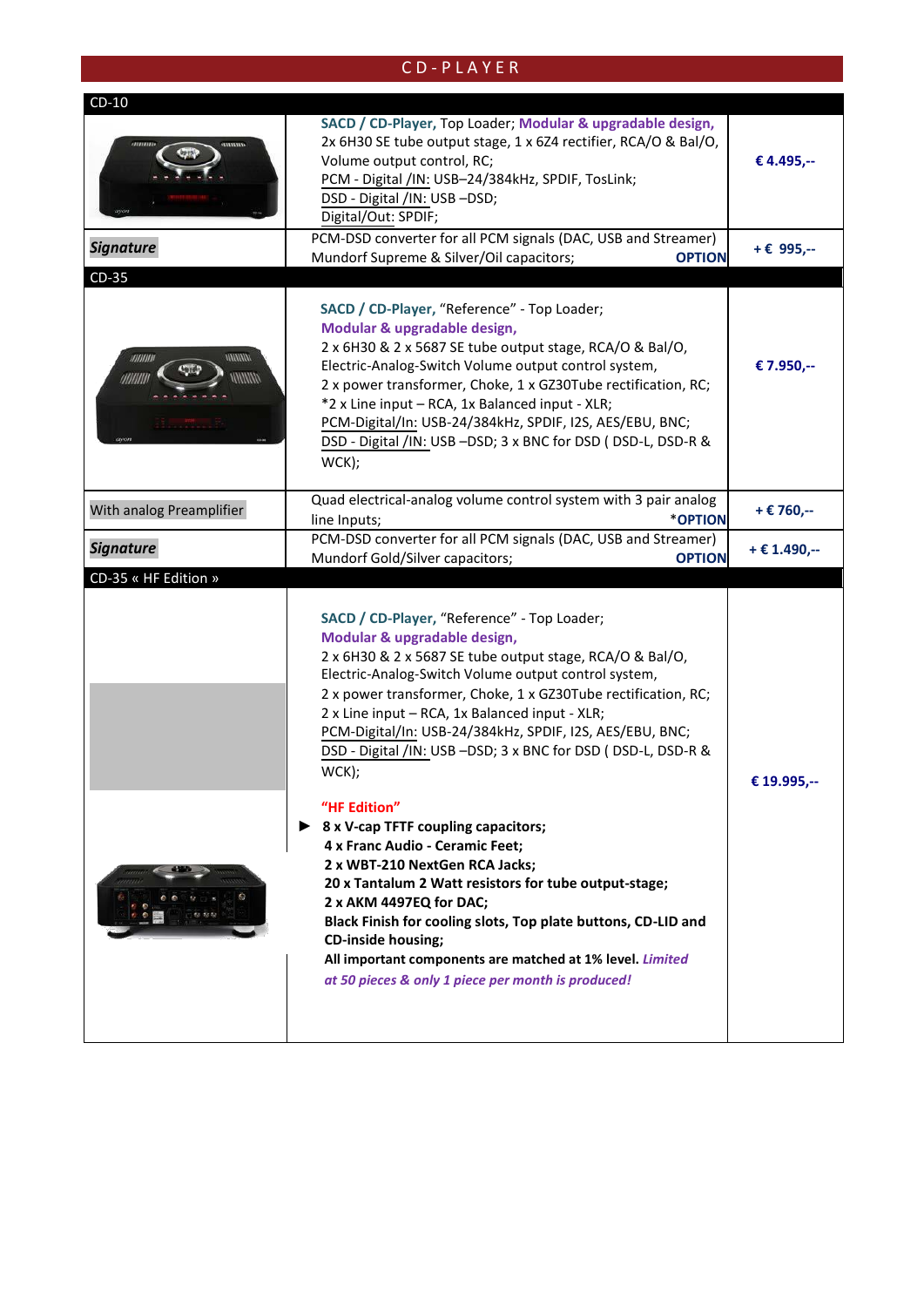# C D - P L A Y E R

| CD-10 | | |
|---|---|---|
| | **SACD / CD-Player,** Top Loader; **Modular & upgradable design,** 2x 6H30 SE tube output stage, 1 x 6Z4 rectifier, RCA/O & Bal/O, Volume output control, RC; PCM - Digital /IN: USB–24/384kHz, SPDIF, TosLink; DSD - Digital /IN: USB –DSD; Digital/Out: SPDIF; | **€ 4.495,--** |
| ***Signature*** | PCM-DSD converter for all PCM signals (DAC, USB and Streamer) Mundorf Supreme & Silver/Oil capacitors; **OPTION** | **+ € 995,--** |
| **CD-35** | | |
| | **SACD / CD-Player,** "Reference" - Top Loader; **Modular & upgradable design,** 2 x 6H30 & 2 x 5687 SE tube output stage, RCA/O & Bal/O, Electric-Analog-Switch Volume output control system, 2 x power transformer, Choke, 1 x GZ30Tube rectification, RC; *2 x Line input – RCA, 1x Balanced input - XLR; PCM-Digital/In: USB-24/384kHz, SPDIF, I2S, AES/EBU, BNC; DSD - Digital /IN: USB –DSD; 3 x BNC for DSD ( DSD-L, DSD-R & WCK); | **€ 7.950,--** |
| With analog Preamplifier | Quad electrical-analog volume control system with 3 pair analog line Inputs; ***OPTION** | **+ € 760,--** |
| ***Signature*** | PCM-DSD converter for all PCM signals (DAC, USB and Streamer) Mundorf Gold/Silver capacitors; **OPTION** | **+ € 1.490,--** |
| **CD-35 « HF Edition »** | | |
| | **SACD / CD-Player,** "Reference" - Top Loader; **Modular & upgradable design,** 2 x 6H30 & 2 x 5687 SE tube output stage, RCA/O & Bal/O, Electric-Analog-Switch Volume output control system, 2 x power transformer, Choke, 1 x GZ30Tube rectification, RC; 2 x Line input – RCA, 1x Balanced input - XLR; PCM-Digital/In: USB-24/384kHz, SPDIF, I2S, AES/EBU, BNC; DSD - Digital /IN: USB –DSD; 3 x BNC for DSD ( DSD-L, DSD-R & WCK);<br><br>**"HF Edition"**<br>► **8 x V-cap TFTF coupling capacitors; 4 x Franc Audio - Ceramic Feet; 2 x WBT-210 NextGen RCA Jacks; 20 x Tantalum 2 Watt resistors for tube output-stage; 2 x AKM 4497EQ for DAC; Black Finish for cooling slots, Top plate buttons, CD-LID and CD-inside housing; All important components are matched at 1% level.** ***Limited at 50 pieces & only 1 piece per month is produced!*** | **€ 19.995,--** |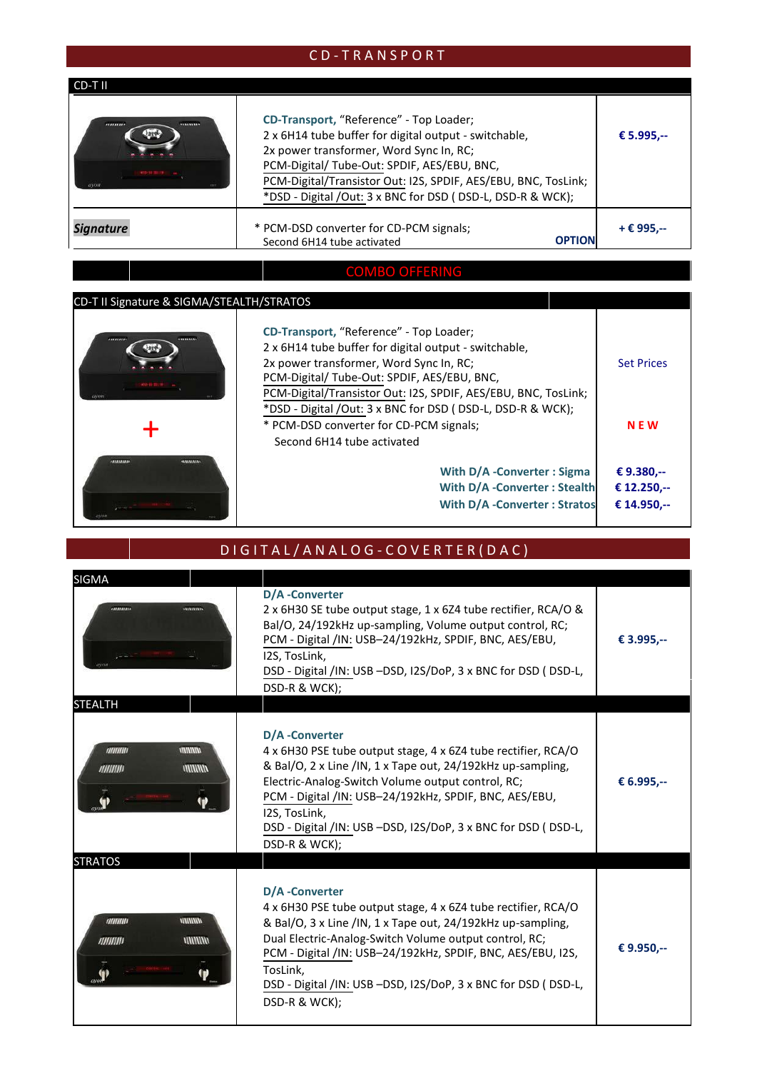## CD-TRANSPORT

| CD-T II | | |
|---|---|---|
| | **CD-Transport,** “Reference” - Top Loader;<br>2 x 6H14 tube buffer for digital output - switchable,<br>2x power transformer, Word Sync In, RC;<br>PCM-Digital/ Tube-Out: SPDIF, AES/EBU, BNC,<br>PCM-Digital/Transistor Out: I2S, SPDIF, AES/EBU, BNC, TosLink;<br>*DSD - Digital /Out: 3 x BNC for DSD ( DSD-L, DSD-R & WCK); | **€ 5.995,--** |
| ***Signature*** | * PCM-DSD converter for CD-PCM signals;<br>Second 6H14 tube activated **OPTION** | **+ € 995,--** |

## COMBO OFFERING

| CD-T II Signature & SIGMA/STEALTH/STRATOS | | |
|---|---|---|
| + | **CD-Transport,** “Reference” - Top Loader;<br>2 x 6H14 tube buffer for digital output - switchable,<br>2x power transformer, Word Sync In, RC;<br>PCM-Digital/ Tube-Out: SPDIF, AES/EBU, BNC,<br>PCM-Digital/Transistor Out: I2S, SPDIF, AES/EBU, BNC, TosLink;<br>*DSD - Digital /Out: 3 x BNC for DSD ( DSD-L, DSD-R & WCK);<br>* PCM-DSD converter for CD-PCM signals;<br>Second 6H14 tube activated | Set Prices<br><br>**N E W** |
| | **With D/A -Converter : Sigma** | **€ 9.380,--** |
| | **With D/A -Converter : Stealth** | **€ 12.250,--** |
| | **With D/A -Converter : Stratos** | **€ 14.950,--** |

## DIGITAL/ANALOG-COVERTER(DAC)

| | | |
|---|---|---|
| SIGMA | **D/A -Converter**<br>2 x 6H30 SE tube output stage, 1 x 6Z4 tube rectifier, RCA/O & Bal/O, 24/192kHz up-sampling, Volume output control, RC;<br>PCM - Digital /IN: USB–24/192kHz, SPDIF, BNC, AES/EBU, I2S, TosLink,<br>DSD - Digital /IN: USB –DSD, I2S/DoP, 3 x BNC for DSD ( DSD-L, DSD-R & WCK); | **€ 3.995,--** |
| STEALTH | **D/A -Converter**<br>4 x 6H30 PSE tube output stage, 4 x 6Z4 tube rectifier, RCA/O & Bal/O, 2 x Line /IN, 1 x Tape out, 24/192kHz up-sampling, Electric-Analog-Switch Volume output control, RC;<br>PCM - Digital /IN: USB–24/192kHz, SPDIF, BNC, AES/EBU, I2S, TosLink,<br>DSD - Digital /IN: USB –DSD, I2S/DoP, 3 x BNC for DSD ( DSD-L, DSD-R & WCK); | **€ 6.995,--** |
| STRATOS | **D/A -Converter**<br>4 x 6H30 PSE tube output stage, 4 x 6Z4 tube rectifier, RCA/O & Bal/O, 3 x Line /IN, 1 x Tape out, 24/192kHz up-sampling, Dual Electric-Analog-Switch Volume output control, RC;<br>PCM - Digital /IN: USB–24/192kHz, SPDIF, BNC, AES/EBU, I2S, TosLink,<br>DSD - Digital /IN: USB –DSD, I2S/DoP, 3 x BNC for DSD ( DSD-L, DSD-R & WCK); | **€ 9.950,--** |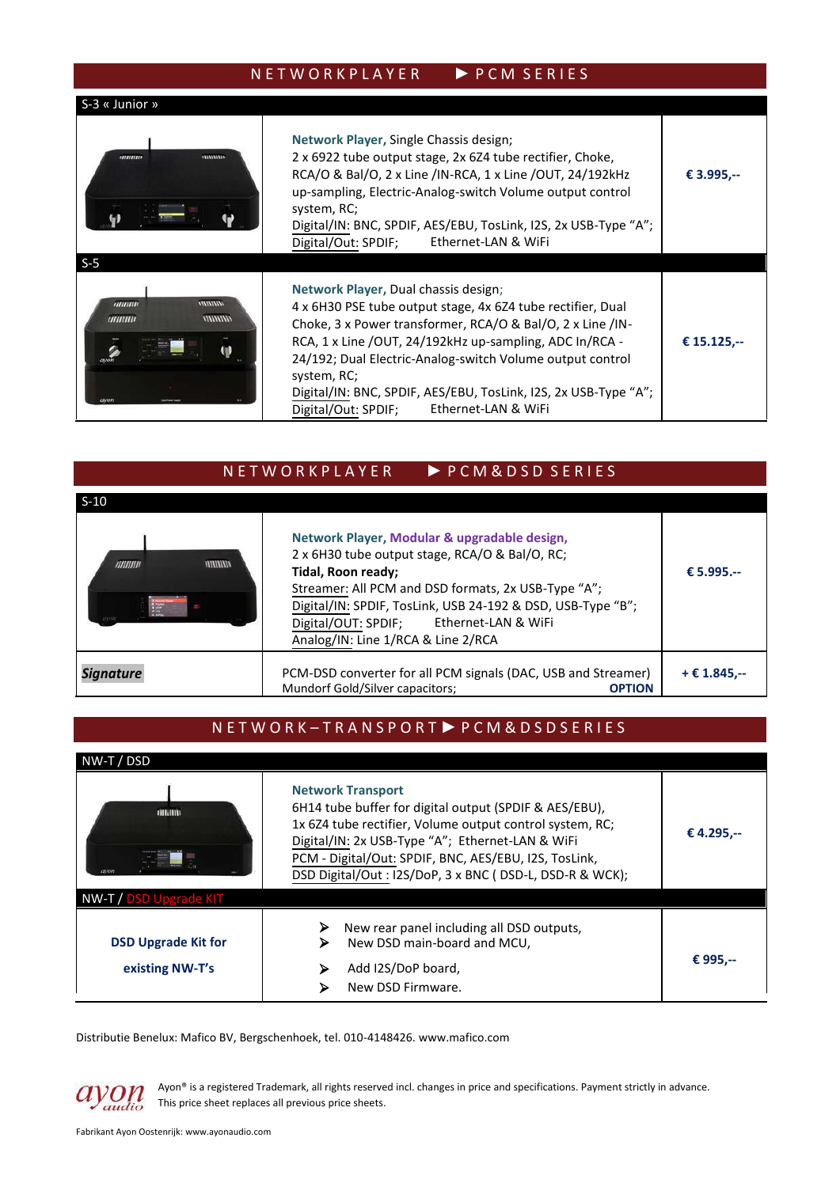## NETWORKPLAYER ► PCM SERIES

| | | |
|---|---|---|
| **S-3 « Junior »** | | |
| | **Network Player,** Single Chassis design; 2 x 6922 tube output stage, 2x 6Z4 tube rectifier, Choke, RCA/O & Bal/O, 2 x Line /IN-RCA, 1 x Line /OUT, 24/192kHz up-sampling, Electric-Analog-switch Volume output control system, RC; Digital/IN: BNC, SPDIF, AES/EBU, TosLink, I2S, 2x USB-Type "A"; Digital/Out: SPDIF; Ethernet-LAN & WiFi | **€ 3.995,--** |
| **S-5** | | |
| | **Network Player,** Dual chassis design; 4 x 6H30 PSE tube output stage, 4x 6Z4 tube rectifier, Dual Choke, 3 x Power transformer, RCA/O & Bal/O, 2 x Line /IN-RCA, 1 x Line /OUT, 24/192kHz up-sampling, ADC In/RCA - 24/192; Dual Electric-Analog-switch Volume output control system, RC; Digital/IN: BNC, SPDIF, AES/EBU, TosLink, I2S, 2x USB-Type "A"; Digital/Out: SPDIF; Ethernet-LAN & WiFi | **€ 15.125,--** |

## NETWORKPLAYER ► PCM & DSD SERIES

| | | |
|---|---|---|
| **S-10** | | |
| | **Network Player, Modular & upgradable design,** 2 x 6H30 tube output stage, RCA/O & Bal/O, RC; **Tidal, Roon ready;** Streamer: All PCM and DSD formats, 2x USB-Type "A"; Digital/IN: SPDIF, TosLink, USB 24-192 & DSD, USB-Type "B"; Digital/OUT: SPDIF; Ethernet-LAN & WiFi Analog/IN: Line 1/RCA & Line 2/RCA | **€ 5.995.--** |
| ***Signature*** | PCM-DSD converter for all PCM signals (DAC, USB and Streamer) Mundorf Gold/Silver capacitors; **OPTION** | **+ € 1.845,--** |

## NETWORK – TRANSPORT ► PCM & DSD SERIES

| | | |
|---|---|---|
| **NW-T / DSD** | | |
| | **Network Transport** 6H14 tube buffer for digital output (SPDIF & AES/EBU), 1x 6Z4 tube rectifier, Volume output control system, RC; Digital/IN: 2x USB-Type "A"; Ethernet-LAN & WiFi PCM - Digital/Out: SPDIF, BNC, AES/EBU, I2S, TosLink, DSD Digital/Out : I2S/DoP, 3 x BNC ( DSD-L, DSD-R & WCK); | **€ 4.295,--** |
| **NW-T / DSD Upgrade KIT** | | |
| **DSD Upgrade Kit for existing NW-T's** | ➢ New rear panel including all DSD outputs, ➢ New DSD main-board and MCU, ➢ Add I2S/DoP board, ➢ New DSD Firmware. | **€ 995,--** |

Distributie Benelux: Mafico BV, Bergschenhoek, tel. 010-4148426. www.mafico.com

ayon audio

Ayon® is a registered Trademark, all rights reserved incl. changes in price and specifications. Payment strictly in advance.
This price sheet replaces all previous price sheets.

Fabrikant Ayon Oostenrijk: www.ayonaudio.com